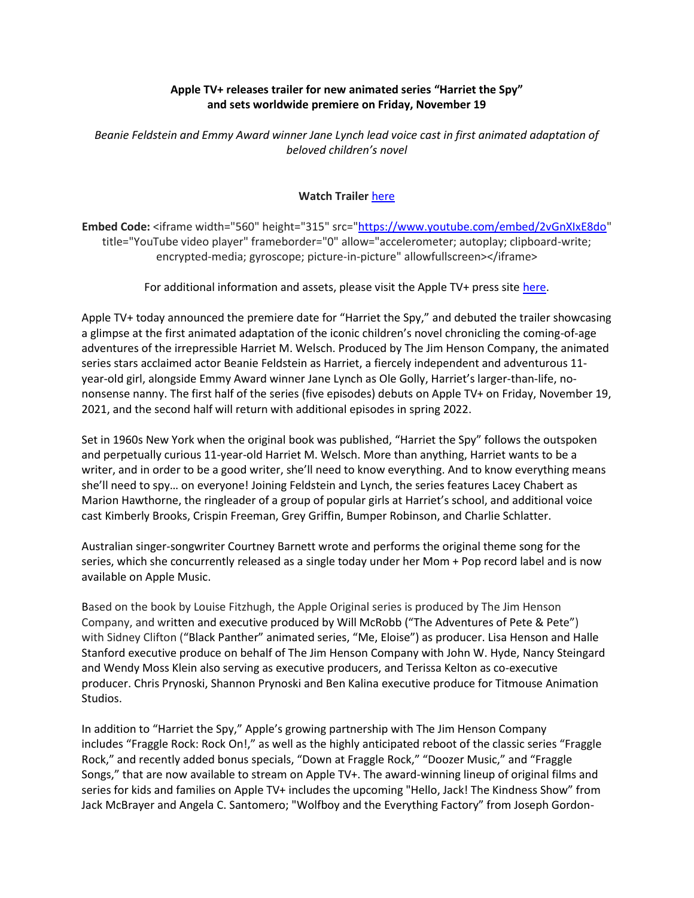**Apple TV+ releases trailer for new animated series "Harriet the Spy" and sets worldwide premiere on Friday, November 19**

*Beanie Feldstein and Emmy Award winner Jane Lynch lead voice cast in first animated adaptation of beloved children's novel*

**Watch Trailer** [here](#)

**Embed Code:** <iframe width="560" height="315" src="https://www.youtube.com/embed/2vGnXIxE8do" title="YouTube video player" frameborder="0" allow="accelerometer; autoplay; clipboard-write; encrypted-media; gyroscope; picture-in-picture" allowfullscreen></iframe>

For additional information and assets, please visit the Apple TV+ press site [here](#).

Apple TV+ today announced the premiere date for "Harriet the Spy," and debuted the trailer showcasing a glimpse at the first animated adaptation of the iconic children's novel chronicling the coming-of-age adventures of the irrepressible Harriet M. Welsch. Produced by The Jim Henson Company, the animated series stars acclaimed actor Beanie Feldstein as Harriet, a fiercely independent and adventurous 11-year-old girl, alongside Emmy Award winner Jane Lynch as Ole Golly, Harriet's larger-than-life, no-nonsense nanny. The first half of the series (five episodes) debuts on Apple TV+ on Friday, November 19, 2021, and the second half will return with additional episodes in spring 2022.

Set in 1960s New York when the original book was published, "Harriet the Spy" follows the outspoken and perpetually curious 11-year-old Harriet M. Welsch. More than anything, Harriet wants to be a writer, and in order to be a good writer, she'll need to know everything. And to know everything means she'll need to spy… on everyone! Joining Feldstein and Lynch, the series features Lacey Chabert as Marion Hawthorne, the ringleader of a group of popular girls at Harriet's school, and additional voice cast Kimberly Brooks, Crispin Freeman, Grey Griffin, Bumper Robinson, and Charlie Schlatter.

Australian singer-songwriter Courtney Barnett wrote and performs the original theme song for the series, which she concurrently released as a single today under her Mom + Pop record label and is now available on Apple Music.

Based on the book by Louise Fitzhugh, the Apple Original series is produced by The Jim Henson Company, and written and executive produced by Will McRobb ("The Adventures of Pete & Pete") with Sidney Clifton ("Black Panther" animated series, "Me, Eloise") as producer. Lisa Henson and Halle Stanford executive produce on behalf of The Jim Henson Company with John W. Hyde, Nancy Steingard and Wendy Moss Klein also serving as executive producers, and Terissa Kelton as co-executive producer. Chris Prynoski, Shannon Prynoski and Ben Kalina executive produce for Titmouse Animation Studios.

In addition to "Harriet the Spy," Apple's growing partnership with The Jim Henson Company includes "Fraggle Rock: Rock On!," as well as the highly anticipated reboot of the classic series "Fraggle Rock," and recently added bonus specials, "Down at Fraggle Rock," "Doozer Music," and "Fraggle Songs," that are now available to stream on Apple TV+. The award-winning lineup of original films and series for kids and families on Apple TV+ includes the upcoming "Hello, Jack! The Kindness Show" from Jack McBrayer and Angela C. Santomero; "Wolfboy and the Everything Factory" from Joseph Gordon-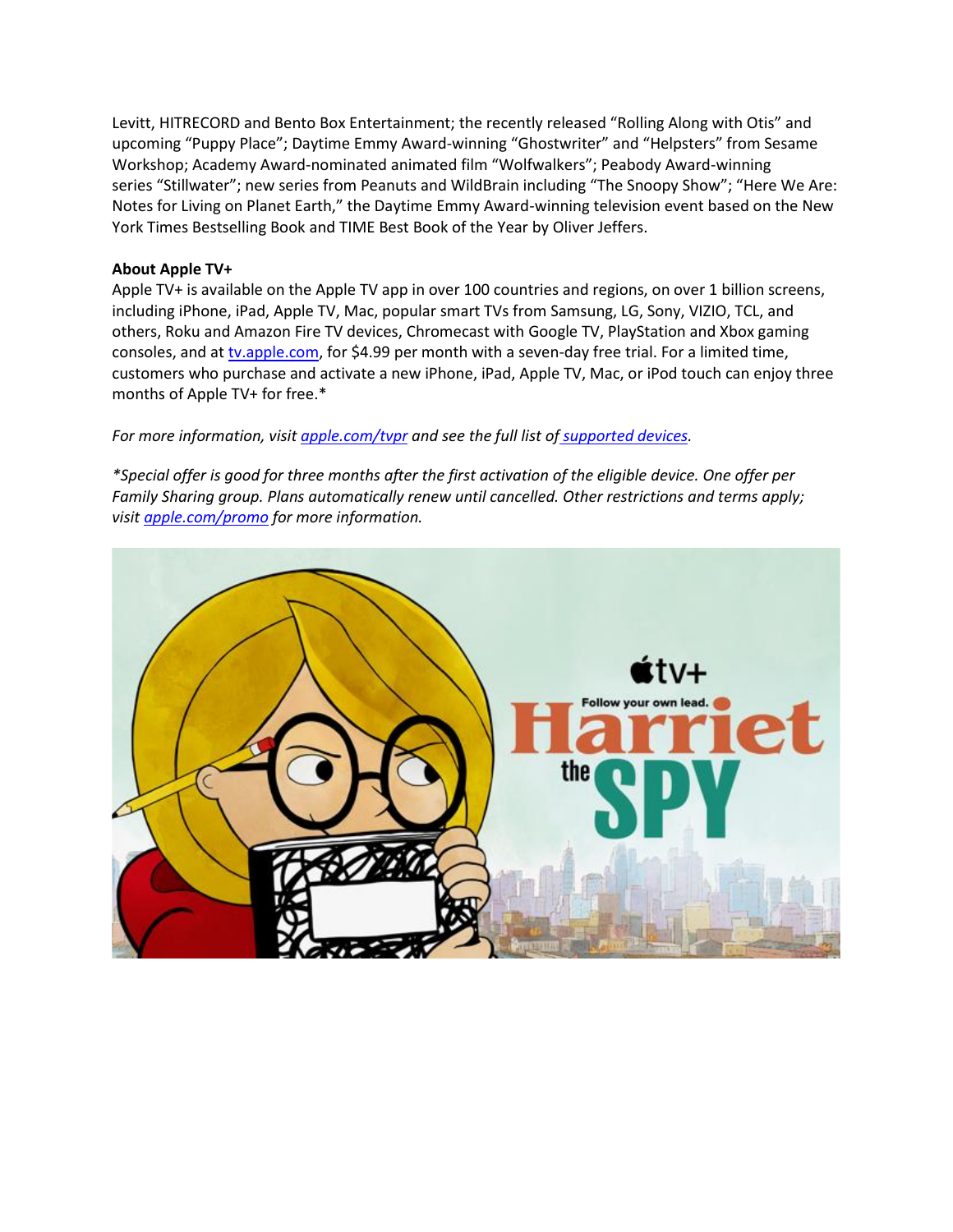Levitt, HITRECORD and Bento Box Entertainment; the recently released "Rolling Along with Otis" and upcoming "Puppy Place"; Daytime Emmy Award-winning "Ghostwriter" and "Helpsters" from Sesame Workshop; Academy Award-nominated animated film "Wolfwalkers"; Peabody Award-winning series "Stillwater"; new series from Peanuts and WildBrain including "The Snoopy Show"; "Here We Are: Notes for Living on Planet Earth," the Daytime Emmy Award-winning television event based on the New York Times Bestselling Book and TIME Best Book of the Year by Oliver Jeffers.

**About Apple TV+**

Apple TV+ is available on the Apple TV app in over 100 countries and regions, on over 1 billion screens, including iPhone, iPad, Apple TV, Mac, popular smart TVs from Samsung, LG, Sony, VIZIO, TCL, and others, Roku and Amazon Fire TV devices, Chromecast with Google TV, PlayStation and Xbox gaming consoles, and at tv.apple.com, for $4.99 per month with a seven-day free trial. For a limited time, customers who purchase and activate a new iPhone, iPad, Apple TV, Mac, or iPod touch can enjoy three months of Apple TV+ for free.*

*For more information, visit apple.com/tvpr and see the full list of supported devices.*

*\*Special offer is good for three months after the first activation of the eligible device. One offer per Family Sharing group. Plans automatically renew until cancelled. Other restrictions and terms apply; visit apple.com/promo for more information.*